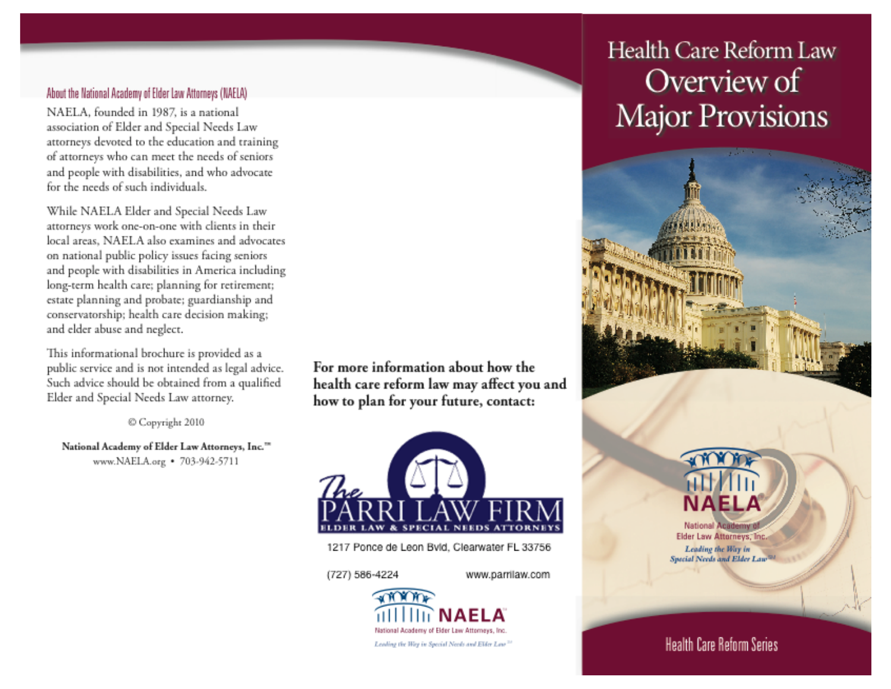## About the National Academy of Elder Law Attorneys (NAELA)

NAELA, founded in 1987, is a national association of Elder and Special Needs Law attorneys devoted to the education and training of attorneys who can meet the needs of seniors and people with disabilities, and who advocate for the needs of such individuals.

While NAELA Elder and Special Needs Law attorneys work one-on-one with clients in their local areas, NAELA also examines and advocates on national public policy issues facing seniors and people with disabilities in America including long-term health care; planning for retirement; estate planning and probate; guardianship and conservatorship; health care decision making; and elder abuse and neglect.

This informational brochure is provided as a public service and is not intended as legal advice. Such advice should be obtained from a qualified Elder and Special Needs Law attorney.

© Copyright 2010

**National Academy of Elder Law Attorneys, Inc.™**
www.NAELA.org • 703-942-5711

**For more information about how the health care reform law may affect you and how to plan for your future, contact:**

The PARRI LAW FIRM
ELDER LAW & SPECIAL NEEDS ATTORNEYS

1217 Ponce de Leon Blvd, Clearwater FL 33756

(727) 586-4224 www.parrilaw.com

NAELA
National Academy of Elder Law Attorneys, Inc.
*Leading the Way in Special Needs and Elder Law℠*

# Health Care Reform Law Overview of Major Provisions

NAELA
National Academy of Elder Law Attorneys, Inc.
*Leading the Way in Special Needs and Elder Law℠*

Health Care Reform Series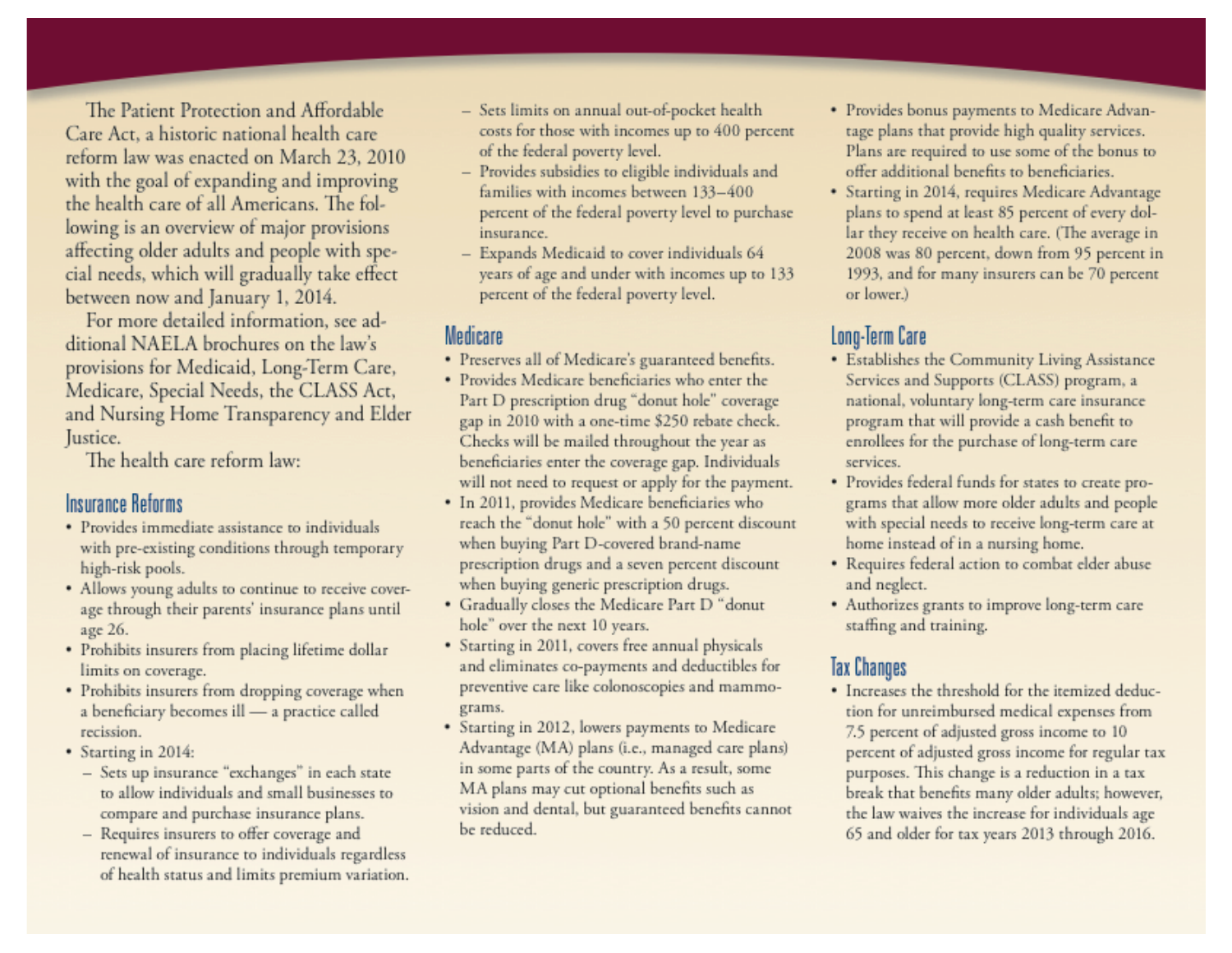The Patient Protection and Affordable Care Act, a historic national health care reform law was enacted on March 23, 2010 with the goal of expanding and improving the health care of all Americans. The following is an overview of major provisions affecting older adults and people with special needs, which will gradually take effect between now and January 1, 2014.

For more detailed information, see additional NAELA brochures on the law's provisions for Medicaid, Long-Term Care, Medicare, Special Needs, the CLASS Act, and Nursing Home Transparency and Elder Justice.

The health care reform law:

## Insurance Reforms

- Provides immediate assistance to individuals with pre-existing conditions through temporary high-risk pools.
- Allows young adults to continue to receive coverage through their parents' insurance plans until age 26.
- Prohibits insurers from placing lifetime dollar limits on coverage.
- Prohibits insurers from dropping coverage when a beneficiary becomes ill — a practice called recission.
- Starting in 2014:
  - Sets up insurance "exchanges" in each state to allow individuals and small businesses to compare and purchase insurance plans.
  - Requires insurers to offer coverage and renewal of insurance to individuals regardless of health status and limits premium variation.
  - Sets limits on annual out-of-pocket health costs for those with incomes up to 400 percent of the federal poverty level.
  - Provides subsidies to eligible individuals and families with incomes between 133–400 percent of the federal poverty level to purchase insurance.
  - Expands Medicaid to cover individuals 64 years of age and under with incomes up to 133 percent of the federal poverty level.

## Medicare

- Preserves all of Medicare's guaranteed benefits.
- Provides Medicare beneficiaries who enter the Part D prescription drug "donut hole" coverage gap in 2010 with a one-time $250 rebate check. Checks will be mailed throughout the year as beneficiaries enter the coverage gap. Individuals will not need to request or apply for the payment.
- In 2011, provides Medicare beneficiaries who reach the "donut hole" with a 50 percent discount when buying Part D-covered brand-name prescription drugs and a seven percent discount when buying generic prescription drugs.
- Gradually closes the Medicare Part D "donut hole" over the next 10 years.
- Starting in 2011, covers free annual physicals and eliminates co-payments and deductibles for preventive care like colonoscopies and mammograms.
- Starting in 2012, lowers payments to Medicare Advantage (MA) plans (i.e., managed care plans) in some parts of the country. As a result, some MA plans may cut optional benefits such as vision and dental, but guaranteed benefits cannot be reduced.
- Provides bonus payments to Medicare Advantage plans that provide high quality services. Plans are required to use some of the bonus to offer additional benefits to beneficiaries.
- Starting in 2014, requires Medicare Advantage plans to spend at least 85 percent of every dollar they receive on health care. (The average in 2008 was 80 percent, down from 95 percent in 1993, and for many insurers can be 70 percent or lower.)

## Long-Term Care

- Establishes the Community Living Assistance Services and Supports (CLASS) program, a national, voluntary long-term care insurance program that will provide a cash benefit to enrollees for the purchase of long-term care services.
- Provides federal funds for states to create programs that allow more older adults and people with special needs to receive long-term care at home instead of in a nursing home.
- Requires federal action to combat elder abuse and neglect.
- Authorizes grants to improve long-term care staffing and training.

## Tax Changes

- Increases the threshold for the itemized deduction for unreimbursed medical expenses from 7.5 percent of adjusted gross income to 10 percent of adjusted gross income for regular tax purposes. This change is a reduction in a tax break that benefits many older adults; however, the law waives the increase for individuals age 65 and older for tax years 2013 through 2016.